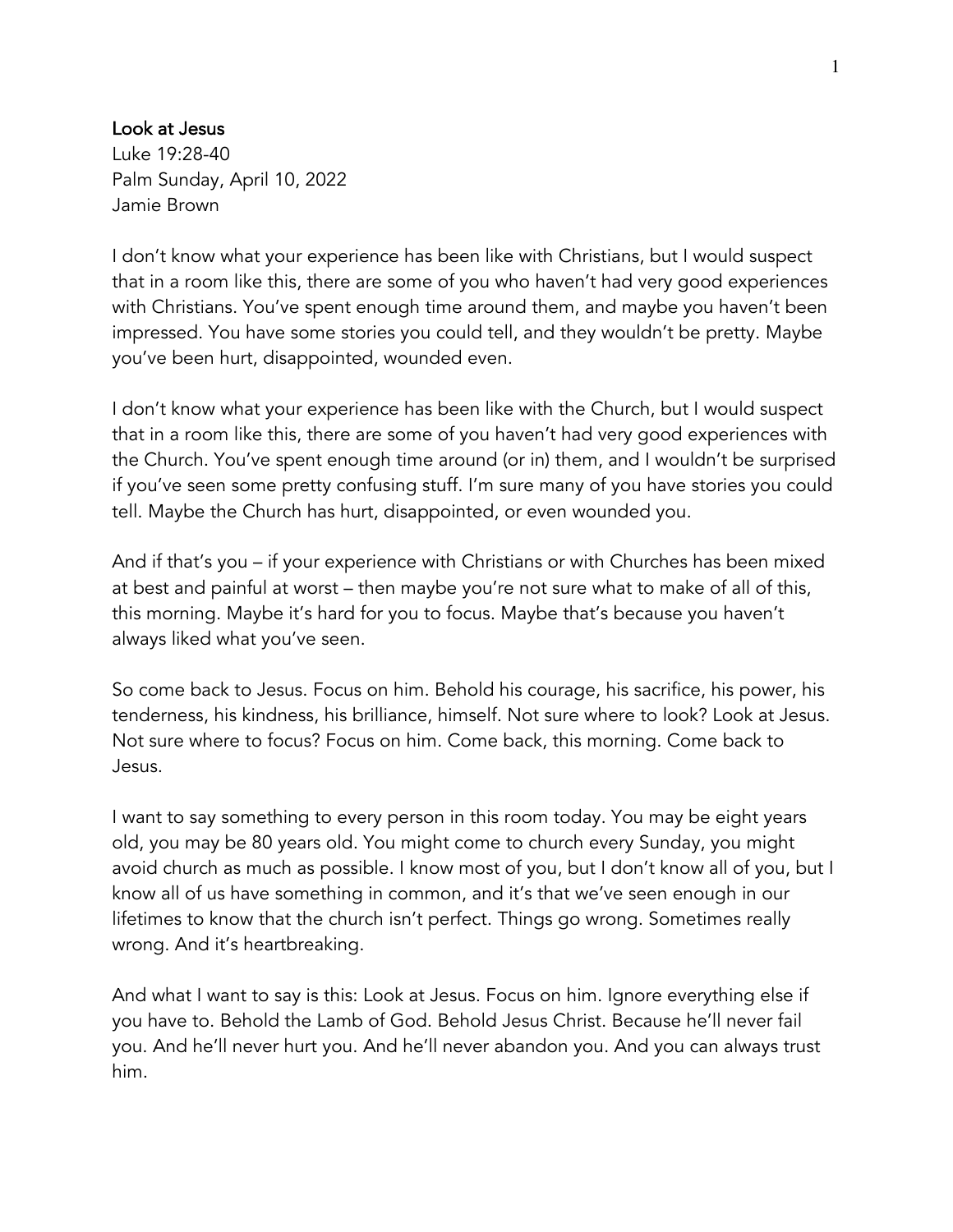**Look at Jesus**
Luke 19:28-40
Palm Sunday, April 10, 2022
Jamie Brown

I don't know what your experience has been like with Christians, but I would suspect that in a room like this, there are some of you who haven't had very good experiences with Christians. You've spent enough time around them, and maybe you haven't been impressed. You have some stories you could tell, and they wouldn't be pretty. Maybe you've been hurt, disappointed, wounded even.

I don't know what your experience has been like with the Church, but I would suspect that in a room like this, there are some of you haven't had very good experiences with the Church. You've spent enough time around (or in) them, and I wouldn't be surprised if you've seen some pretty confusing stuff. I'm sure many of you have stories you could tell. Maybe the Church has hurt, disappointed, or even wounded you.

And if that's you – if your experience with Christians or with Churches has been mixed at best and painful at worst – then maybe you're not sure what to make of all of this, this morning. Maybe it's hard for you to focus. Maybe that's because you haven't always liked what you've seen.

So come back to Jesus. Focus on him. Behold his courage, his sacrifice, his power, his tenderness, his kindness, his brilliance, himself. Not sure where to look? Look at Jesus. Not sure where to focus? Focus on him. Come back, this morning. Come back to Jesus.

I want to say something to every person in this room today. You may be eight years old, you may be 80 years old. You might come to church every Sunday, you might avoid church as much as possible. I know most of you, but I don't know all of you, but I know all of us have something in common, and it's that we've seen enough in our lifetimes to know that the church isn't perfect. Things go wrong. Sometimes really wrong. And it's heartbreaking.

And what I want to say is this: Look at Jesus. Focus on him. Ignore everything else if you have to. Behold the Lamb of God. Behold Jesus Christ. Because he'll never fail you. And he'll never hurt you. And he'll never abandon you. And you can always trust him.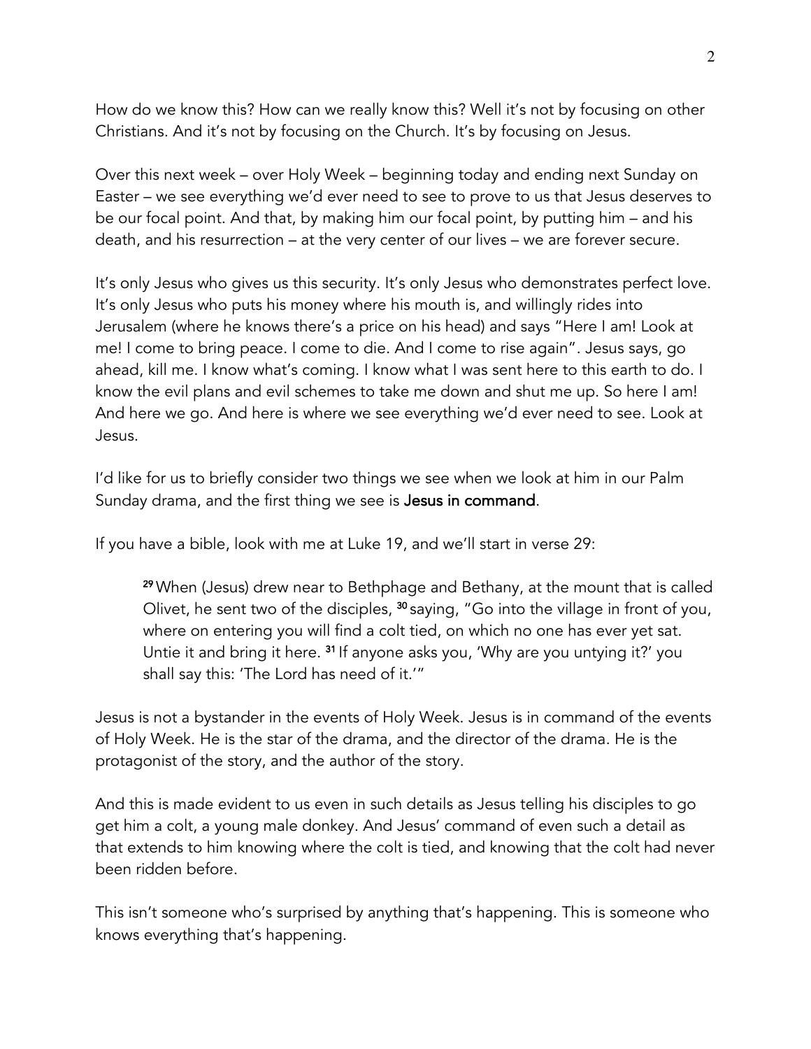How do we know this? How can we really know this? Well it's not by focusing on other Christians. And it's not by focusing on the Church. It's by focusing on Jesus.

Over this next week – over Holy Week – beginning today and ending next Sunday on Easter – we see everything we'd ever need to see to prove to us that Jesus deserves to be our focal point. And that, by making him our focal point, by putting him – and his death, and his resurrection – at the very center of our lives – we are forever secure.

It's only Jesus who gives us this security. It's only Jesus who demonstrates perfect love. It's only Jesus who puts his money where his mouth is, and willingly rides into Jerusalem (where he knows there's a price on his head) and says "Here I am! Look at me! I come to bring peace. I come to die. And I come to rise again". Jesus says, go ahead, kill me. I know what's coming. I know what I was sent here to this earth to do. I know the evil plans and evil schemes to take me down and shut me up. So here I am! And here we go. And here is where we see everything we'd ever need to see. Look at Jesus.

I'd like for us to briefly consider two things we see when we look at him in our Palm Sunday drama, and the first thing we see is **Jesus in command**.

If you have a bible, look with me at Luke 19, and we'll start in verse 29:

> **29** When (Jesus) drew near to Bethphage and Bethany, at the mount that is called Olivet, he sent two of the disciples, **30** saying, "Go into the village in front of you, where on entering you will find a colt tied, on which no one has ever yet sat. Untie it and bring it here. **31** If anyone asks you, 'Why are you untying it?' you shall say this: 'The Lord has need of it.'"

Jesus is not a bystander in the events of Holy Week. Jesus is in command of the events of Holy Week. He is the star of the drama, and the director of the drama. He is the protagonist of the story, and the author of the story.

And this is made evident to us even in such details as Jesus telling his disciples to go get him a colt, a young male donkey. And Jesus' command of even such a detail as that extends to him knowing where the colt is tied, and knowing that the colt had never been ridden before.

This isn't someone who's surprised by anything that's happening. This is someone who knows everything that's happening.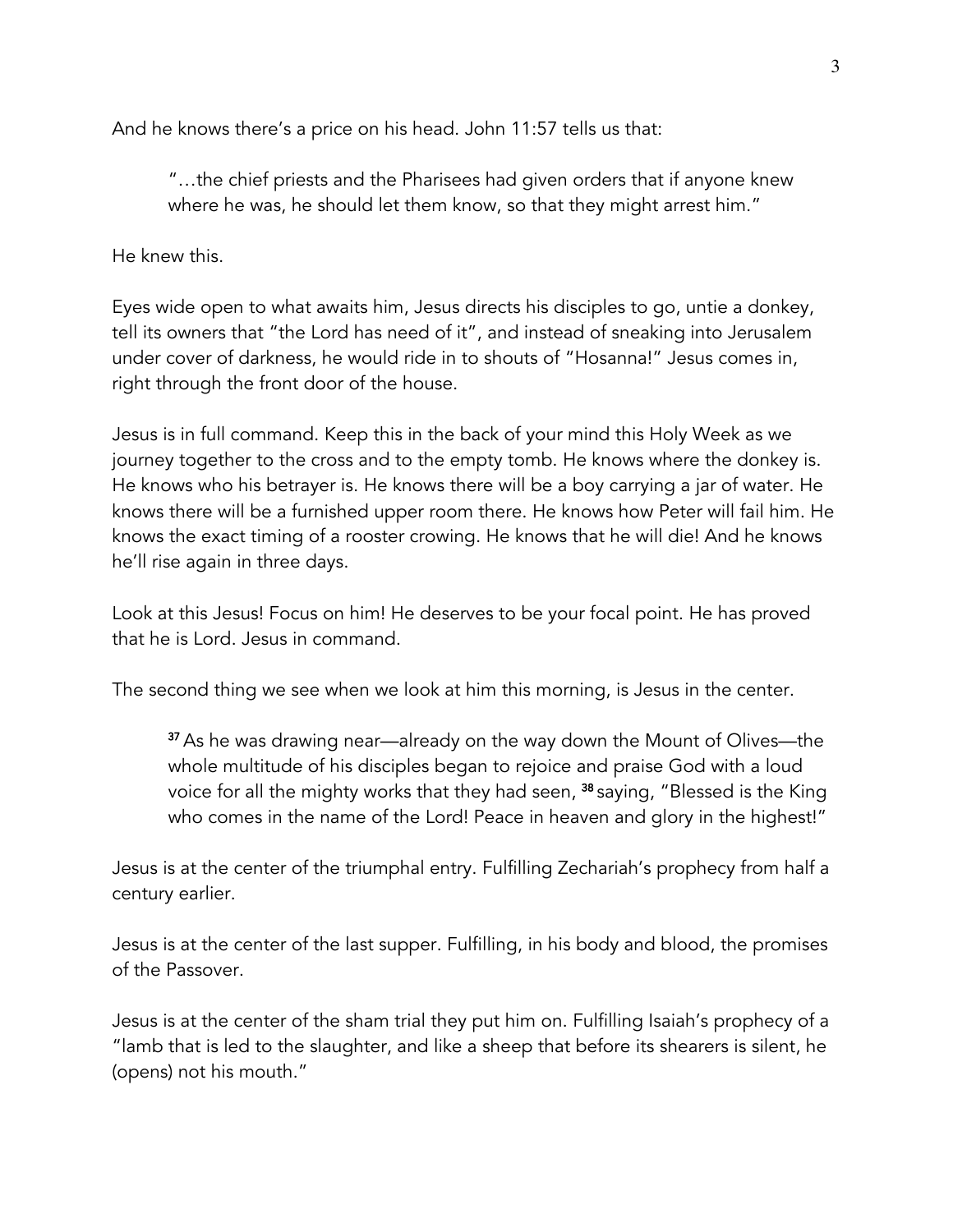And he knows there's a price on his head. John 11:57 tells us that:

> "…the chief priests and the Pharisees had given orders that if anyone knew where he was, he should let them know, so that they might arrest him."

He knew this.

Eyes wide open to what awaits him, Jesus directs his disciples to go, untie a donkey, tell its owners that "the Lord has need of it", and instead of sneaking into Jerusalem under cover of darkness, he would ride in to shouts of "Hosanna!" Jesus comes in, right through the front door of the house.

Jesus is in full command. Keep this in the back of your mind this Holy Week as we journey together to the cross and to the empty tomb. He knows where the donkey is. He knows who his betrayer is. He knows there will be a boy carrying a jar of water. He knows there will be a furnished upper room there. He knows how Peter will fail him. He knows the exact timing of a rooster crowing. He knows that he will die! And he knows he'll rise again in three days.

Look at this Jesus! Focus on him! He deserves to be your focal point. He has proved that he is Lord. Jesus in command.

The second thing we see when we look at him this morning, is Jesus in the center.

> **37** As he was drawing near—already on the way down the Mount of Olives—the whole multitude of his disciples began to rejoice and praise God with a loud voice for all the mighty works that they had seen, **38** saying, "Blessed is the King who comes in the name of the Lord! Peace in heaven and glory in the highest!"

Jesus is at the center of the triumphal entry. Fulfilling Zechariah's prophecy from half a century earlier.

Jesus is at the center of the last supper. Fulfilling, in his body and blood, the promises of the Passover.

Jesus is at the center of the sham trial they put him on. Fulfilling Isaiah's prophecy of a "lamb that is led to the slaughter, and like a sheep that before its shearers is silent, he (opens) not his mouth."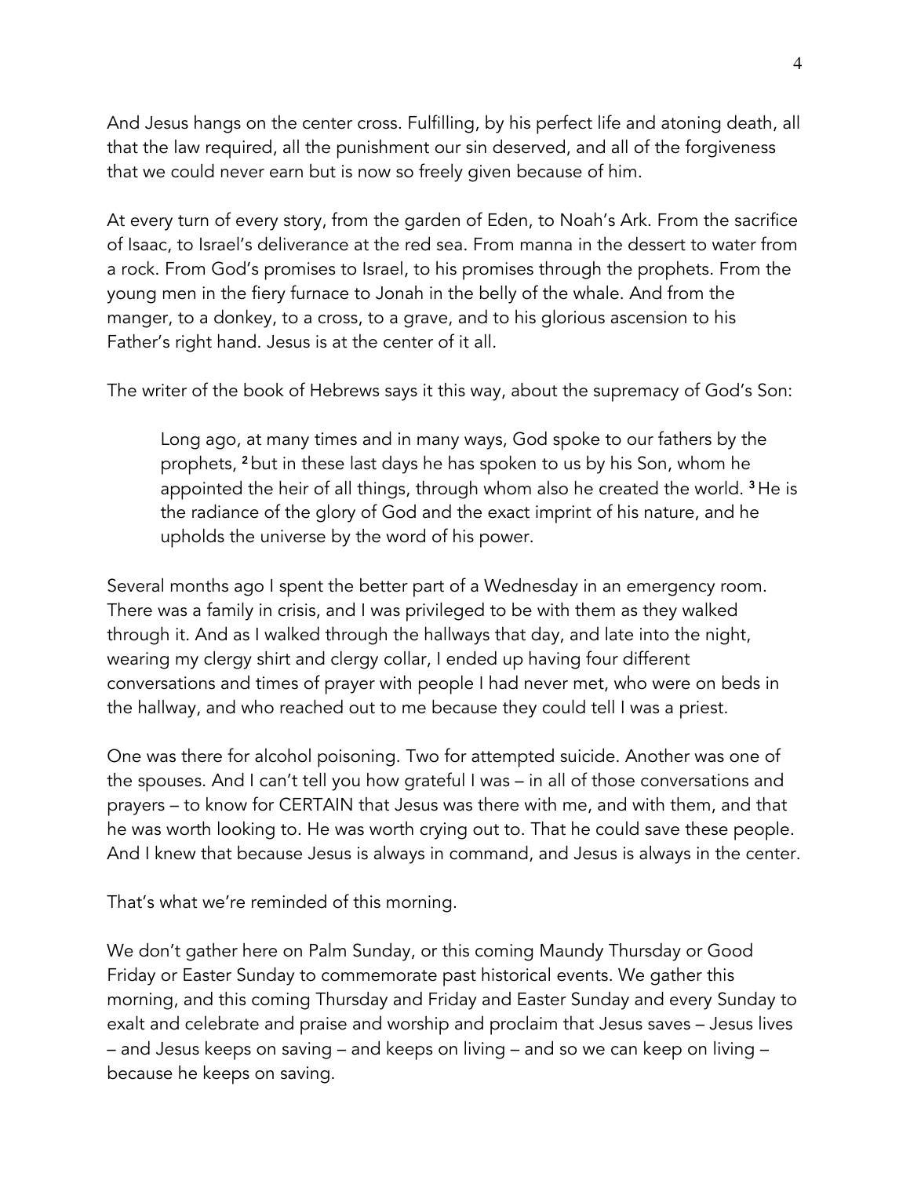And Jesus hangs on the center cross. Fulfilling, by his perfect life and atoning death, all that the law required, all the punishment our sin deserved, and all of the forgiveness that we could never earn but is now so freely given because of him.

At every turn of every story, from the garden of Eden, to Noah's Ark. From the sacrifice of Isaac, to Israel's deliverance at the red sea. From manna in the dessert to water from a rock. From God's promises to Israel, to his promises through the prophets. From the young men in the fiery furnace to Jonah in the belly of the whale. And from the manger, to a donkey, to a cross, to a grave, and to his glorious ascension to his Father's right hand. Jesus is at the center of it all.

The writer of the book of Hebrews says it this way, about the supremacy of God's Son:

> Long ago, at many times and in many ways, God spoke to our fathers by the prophets, [2] but in these last days he has spoken to us by his Son, whom he appointed the heir of all things, through whom also he created the world. [3] He is the radiance of the glory of God and the exact imprint of his nature, and he upholds the universe by the word of his power.

Several months ago I spent the better part of a Wednesday in an emergency room. There was a family in crisis, and I was privileged to be with them as they walked through it. And as I walked through the hallways that day, and late into the night, wearing my clergy shirt and clergy collar, I ended up having four different conversations and times of prayer with people I had never met, who were on beds in the hallway, and who reached out to me because they could tell I was a priest.

One was there for alcohol poisoning. Two for attempted suicide. Another was one of the spouses. And I can't tell you how grateful I was – in all of those conversations and prayers – to know for CERTAIN that Jesus was there with me, and with them, and that he was worth looking to. He was worth crying out to. That he could save these people. And I knew that because Jesus is always in command, and Jesus is always in the center.

That's what we're reminded of this morning.

We don't gather here on Palm Sunday, or this coming Maundy Thursday or Good Friday or Easter Sunday to commemorate past historical events. We gather this morning, and this coming Thursday and Friday and Easter Sunday and every Sunday to exalt and celebrate and praise and worship and proclaim that Jesus saves – Jesus lives – and Jesus keeps on saving – and keeps on living – and so we can keep on living – because he keeps on saving.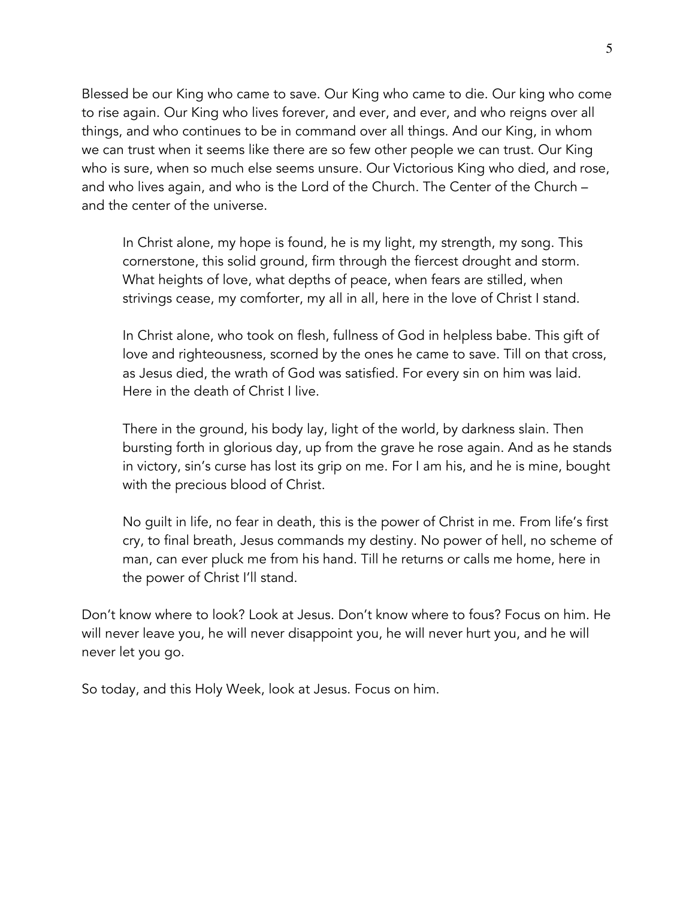Blessed be our King who came to save. Our King who came to die. Our king who come to rise again. Our King who lives forever, and ever, and ever, and who reigns over all things, and who continues to be in command over all things. And our King, in whom we can trust when it seems like there are so few other people we can trust. Our King who is sure, when so much else seems unsure. Our Victorious King who died, and rose, and who lives again, and who is the Lord of the Church. The Center of the Church – and the center of the universe.

> In Christ alone, my hope is found, he is my light, my strength, my song. This cornerstone, this solid ground, firm through the fiercest drought and storm. What heights of love, what depths of peace, when fears are stilled, when strivings cease, my comforter, my all in all, here in the love of Christ I stand.
>
> In Christ alone, who took on flesh, fullness of God in helpless babe. This gift of love and righteousness, scorned by the ones he came to save. Till on that cross, as Jesus died, the wrath of God was satisfied. For every sin on him was laid. Here in the death of Christ I live.
>
> There in the ground, his body lay, light of the world, by darkness slain. Then bursting forth in glorious day, up from the grave he rose again. And as he stands in victory, sin's curse has lost its grip on me. For I am his, and he is mine, bought with the precious blood of Christ.
>
> No guilt in life, no fear in death, this is the power of Christ in me. From life's first cry, to final breath, Jesus commands my destiny. No power of hell, no scheme of man, can ever pluck me from his hand. Till he returns or calls me home, here in the power of Christ I'll stand.

Don't know where to look? Look at Jesus. Don't know where to fous? Focus on him. He will never leave you, he will never disappoint you, he will never hurt you, and he will never let you go.

So today, and this Holy Week, look at Jesus. Focus on him.